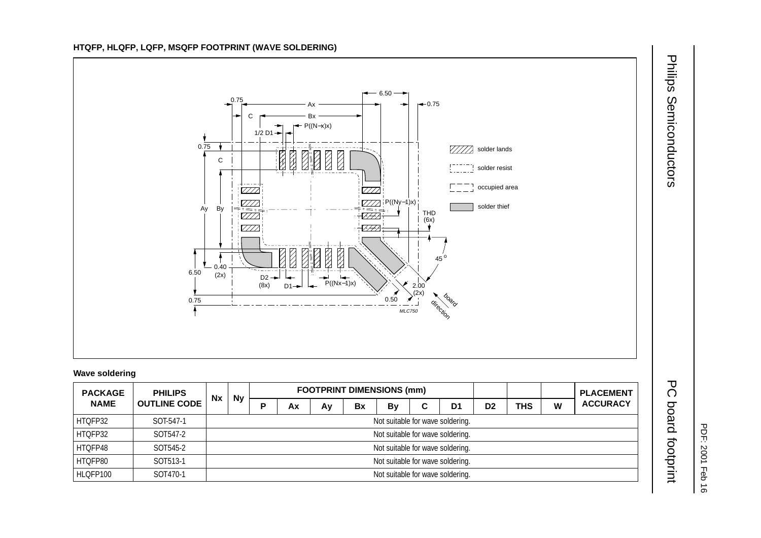### HTQFP, HLQFP, LQFP, MSQFP FOOTPRINT (WAVE SOLDERING)

#### Wave soldering

| PACKAGE NAME | PHILIPS OUTLINE CODE | Nx | Ny | FOOTPRINT DIMENSIONS (mm) | | | | | | | D2 | THS | W | PLACEMENT ACCURACY |
|---|---|---|---|---|---|---|---|---|---|---|---|---|---|---|
| | | | | P | Ax | Ay | Bx | By | C | D1 | | | | |
| HTQFP32 | SOT-547-1 | Not suitable for wave soldering. | | | | | | | | | | | | |
| HTQFP32 | SOT547-2 | Not suitable for wave soldering. | | | | | | | | | | | | |
| HTQFP48 | SOT545-2 | Not suitable for wave soldering. | | | | | | | | | | | | |
| HTQFP80 | SOT513-1 | Not suitable for wave soldering. | | | | | | | | | | | | |
| HLQFP100 | SOT470-1 | Not suitable for wave soldering. | | | | | | | | | | | | |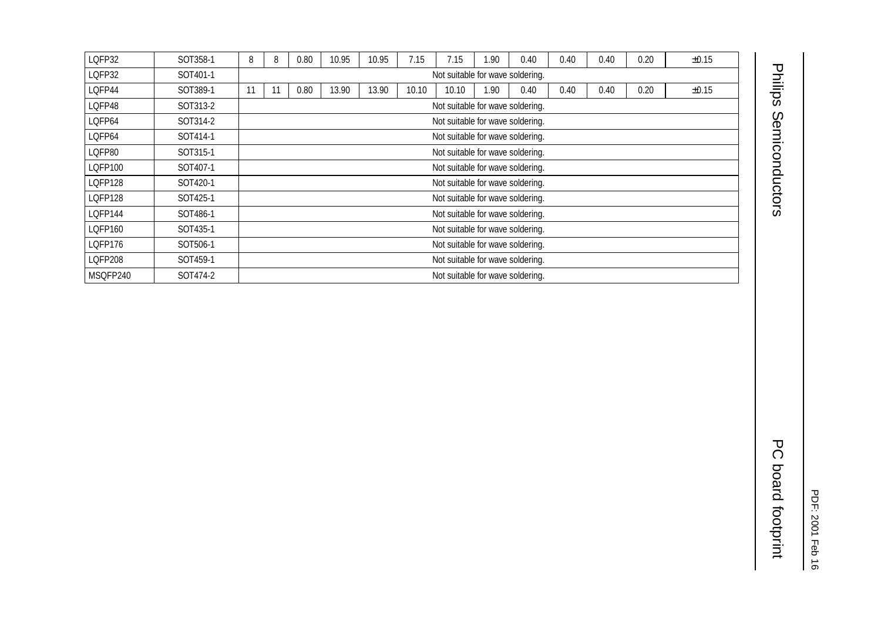| | | | | | | | | | | | | | | |
|---|---|---|---|---|---|---|---|---|---|---|---|---|---|---|
| LQFP32 | SOT358-1 | 8 | 8 | 0.80 | 10.95 | 10.95 | 7.15 | 7.15 | 1.90 | 0.40 | 0.40 | 0.40 | 0.20 | ±0.15 |
| LQFP32 | SOT401-1 | Not suitable for wave soldering. | | | | | | | | | | | | |
| LQFP44 | SOT389-1 | 11 | 11 | 0.80 | 13.90 | 13.90 | 10.10 | 10.10 | 1.90 | 0.40 | 0.40 | 0.40 | 0.20 | ±0.15 |
| LQFP48 | SOT313-2 | Not suitable for wave soldering. | | | | | | | | | | | | |
| LQFP64 | SOT314-2 | Not suitable for wave soldering. | | | | | | | | | | | | |
| LQFP64 | SOT414-1 | Not suitable for wave soldering. | | | | | | | | | | | | |
| LQFP80 | SOT315-1 | Not suitable for wave soldering. | | | | | | | | | | | | |
| LQFP100 | SOT407-1 | Not suitable for wave soldering. | | | | | | | | | | | | |
| LQFP128 | SOT420-1 | Not suitable for wave soldering. | | | | | | | | | | | | |
| LQFP128 | SOT425-1 | Not suitable for wave soldering. | | | | | | | | | | | | |
| LQFP144 | SOT486-1 | Not suitable for wave soldering. | | | | | | | | | | | | |
| LQFP160 | SOT435-1 | Not suitable for wave soldering. | | | | | | | | | | | | |
| LQFP176 | SOT506-1 | Not suitable for wave soldering. | | | | | | | | | | | | |
| LQFP208 | SOT459-1 | Not suitable for wave soldering. | | | | | | | | | | | | |
| MSQFP240 | SOT474-2 | Not suitable for wave soldering. | | | | | | | | | | | | |